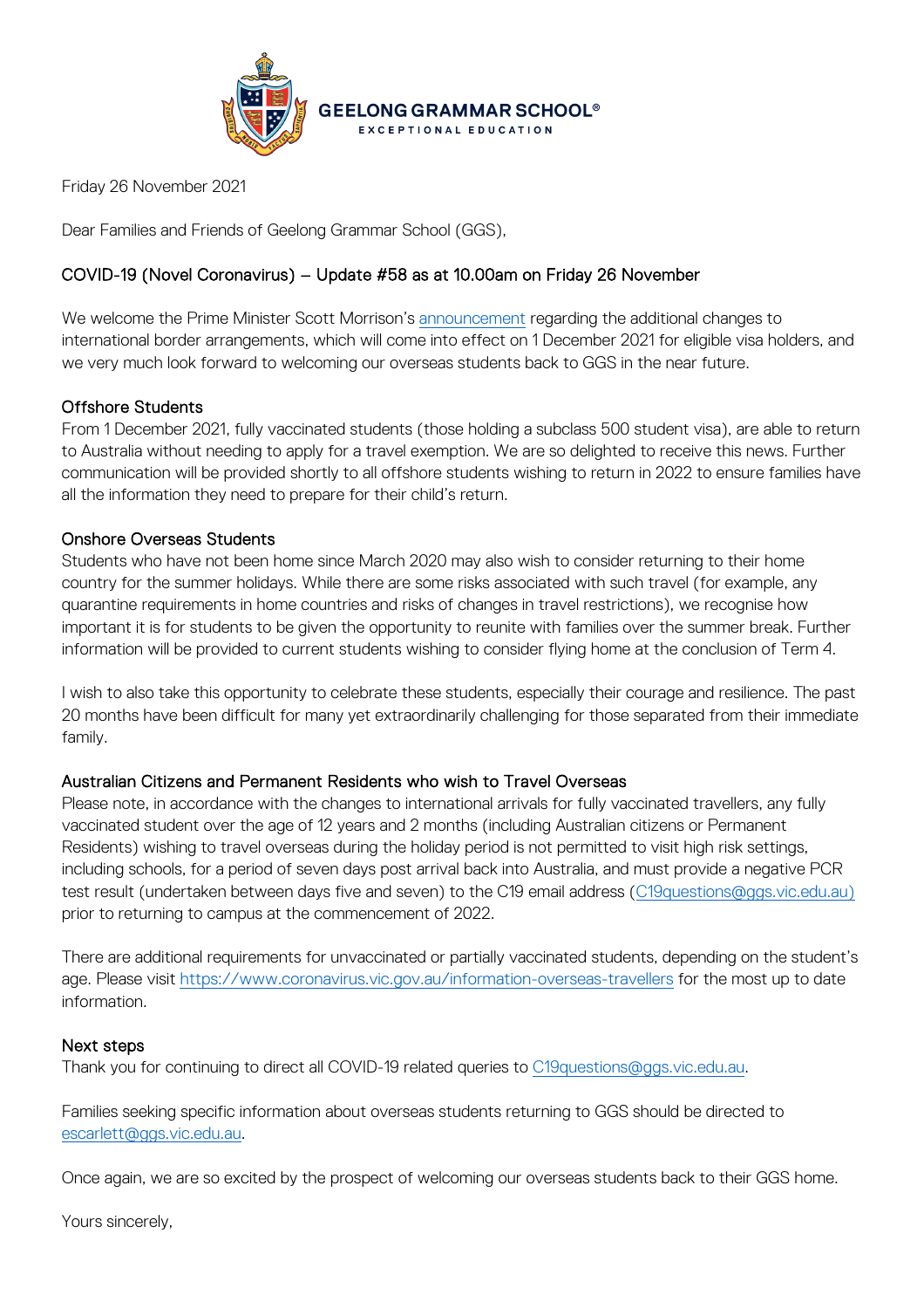GEELONG GRAMMAR SCHOOL®
EXCEPTIONAL EDUCATION

Friday 26 November 2021

Dear Families and Friends of Geelong Grammar School (GGS),

## COVID-19 (Novel Coronavirus) – Update #58 as at 10.00am on Friday 26 November

We welcome the Prime Minister Scott Morrison's announcement regarding the additional changes to international border arrangements, which will come into effect on 1 December 2021 for eligible visa holders, and we very much look forward to welcoming our overseas students back to GGS in the near future.

### Offshore Students

From 1 December 2021, fully vaccinated students (those holding a subclass 500 student visa), are able to return to Australia without needing to apply for a travel exemption. We are so delighted to receive this news. Further communication will be provided shortly to all offshore students wishing to return in 2022 to ensure families have all the information they need to prepare for their child's return.

### Onshore Overseas Students

Students who have not been home since March 2020 may also wish to consider returning to their home country for the summer holidays. While there are some risks associated with such travel (for example, any quarantine requirements in home countries and risks of changes in travel restrictions), we recognise how important it is for students to be given the opportunity to reunite with families over the summer break. Further information will be provided to current students wishing to consider flying home at the conclusion of Term 4.

I wish to also take this opportunity to celebrate these students, especially their courage and resilience. The past 20 months have been difficult for many yet extraordinarily challenging for those separated from their immediate family.

### Australian Citizens and Permanent Residents who wish to Travel Overseas

Please note, in accordance with the changes to international arrivals for fully vaccinated travellers, any fully vaccinated student over the age of 12 years and 2 months (including Australian citizens or Permanent Residents) wishing to travel overseas during the holiday period is not permitted to visit high risk settings, including schools, for a period of seven days post arrival back into Australia, and must provide a negative PCR test result (undertaken between days five and seven) to the C19 email address (C19questions@ggs.vic.edu.au) prior to returning to campus at the commencement of 2022.

There are additional requirements for unvaccinated or partially vaccinated students, depending on the student's age. Please visit https://www.coronavirus.vic.gov.au/information-overseas-travellers for the most up to date information.

### Next steps

Thank you for continuing to direct all COVID-19 related queries to C19questions@ggs.vic.edu.au.

Families seeking specific information about overseas students returning to GGS should be directed to escarlett@ggs.vic.edu.au.

Once again, we are so excited by the prospect of welcoming our overseas students back to their GGS home.

Yours sincerely,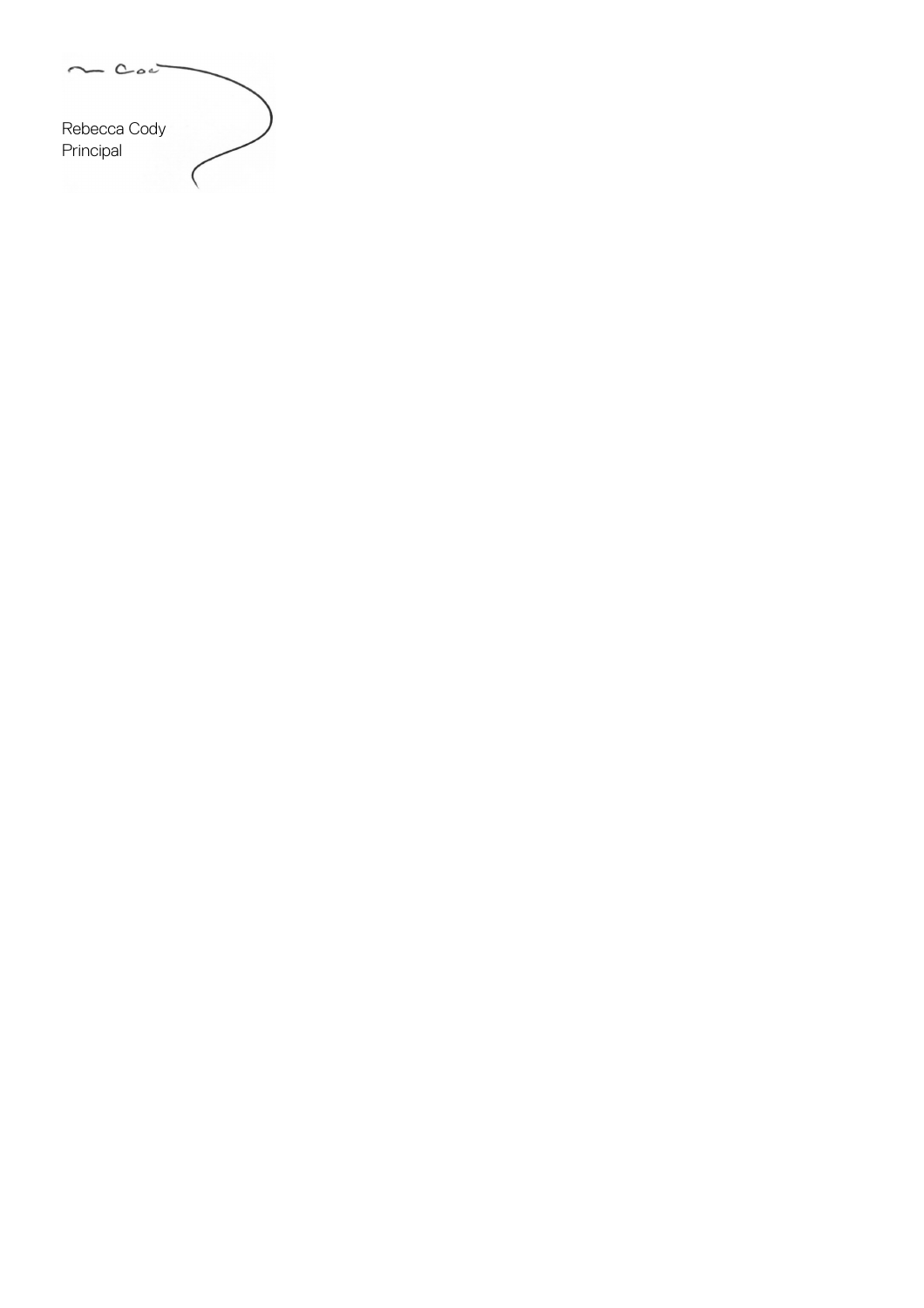Rebecca Cody
Principal